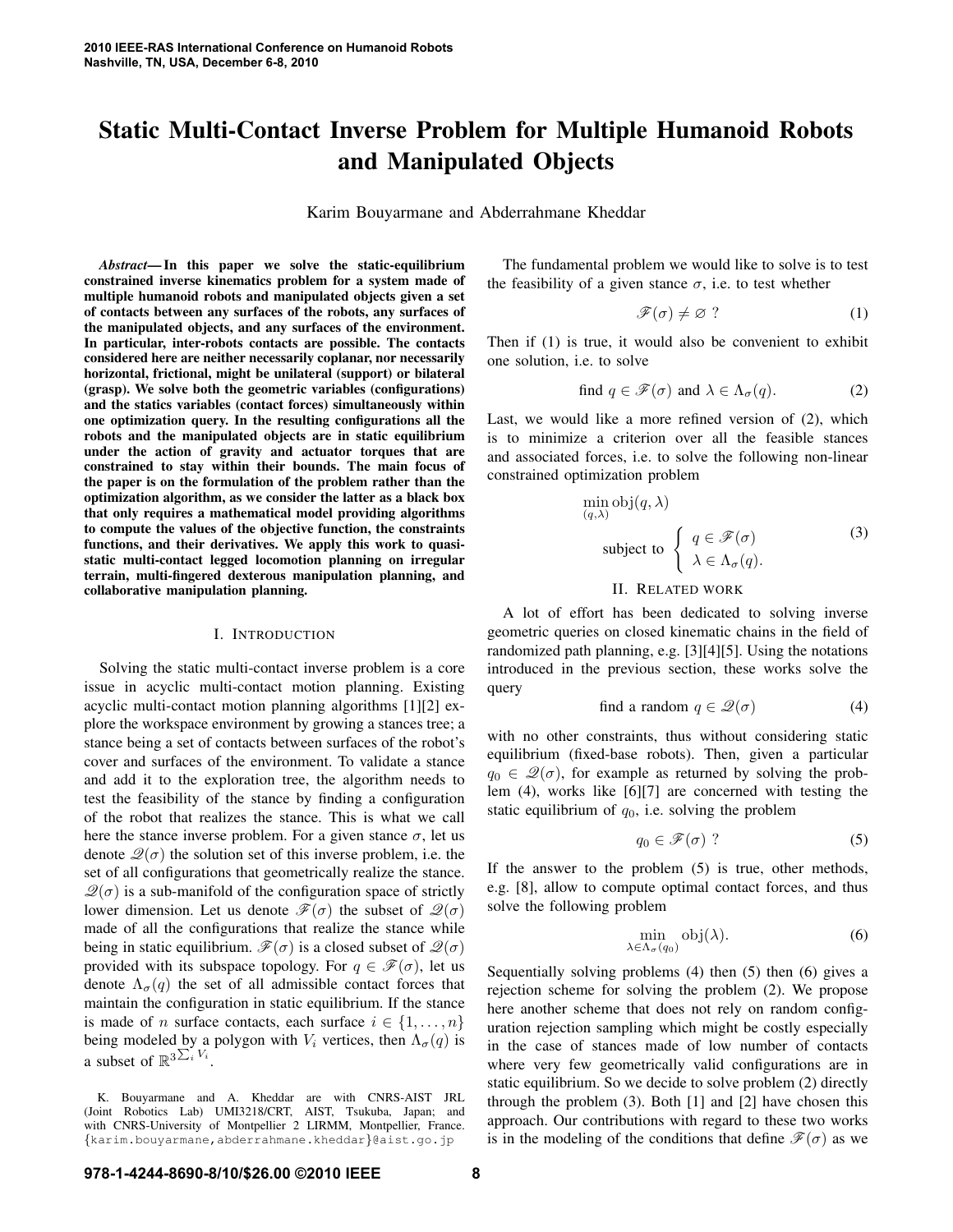# Static Multi-Contact Inverse Problem for Multiple Humanoid Robots and Manipulated Objects

Karim Bouyarmane and Abderrahmane Kheddar

***Abstract*— In this paper we solve the static-equilibrium constrained inverse kinematics problem for a system made of multiple humanoid robots and manipulated objects given a set of contacts between any surfaces of the robots, any surfaces of the manipulated objects, and any surfaces of the environment. In particular, inter-robots contacts are possible. The contacts considered here are neither necessarily coplanar, nor necessarily horizontal, frictional, might be unilateral (support) or bilateral (grasp). We solve both the geometric variables (configurations) and the statics variables (contact forces) simultaneously within one optimization query. In the resulting configurations all the robots and the manipulated objects are in static equilibrium under the action of gravity and actuator torques that are constrained to stay within their bounds. The main focus of the paper is on the formulation of the problem rather than the optimization algorithm, as we consider the latter as a black box that only requires a mathematical model providing algorithms to compute the values of the objective function, the constraints functions, and their derivatives. We apply this work to quasi-static multi-contact legged locomotion planning on irregular terrain, multi-fingered dexterous manipulation planning, and collaborative manipulation planning.**

## I. Introduction

Solving the static multi-contact inverse problem is a core issue in acyclic multi-contact motion planning. Existing acyclic multi-contact motion planning algorithms [1][2] explore the workspace environment by growing a stances tree; a stance being a set of contacts between surfaces of the robot's cover and surfaces of the environment. To validate a stance and add it to the exploration tree, the algorithm needs to test the feasibility of the stance by finding a configuration of the robot that realizes the stance. This is what we call here the stance inverse problem. For a given stance $\sigma$, let us denote $\mathscr{Q}(\sigma)$ the solution set of this inverse problem, i.e. the set of all configurations that geometrically realize the stance. $\mathscr{Q}(\sigma)$ is a sub-manifold of the configuration space of strictly lower dimension. Let us denote $\mathscr{F}(\sigma)$ the subset of $\mathscr{Q}(\sigma)$ made of all the configurations that realize the stance while being in static equilibrium. $\mathscr{F}(\sigma)$ is a closed subset of $\mathscr{Q}(\sigma)$ provided with its subspace topology. For $q \in \mathscr{F}(\sigma)$, let us denote $\Lambda_\sigma(q)$ the set of all admissible contact forces that maintain the configuration in static equilibrium. If the stance is made of $n$ surface contacts, each surface $i \in \{1, \ldots, n\}$ being modeled by a polygon with $V_i$ vertices, then $\Lambda_\sigma(q)$ is a subset of $\mathbb{R}^{3\sum_i V_i}$.

The fundamental problem we would like to solve is to test the feasibility of a given stance $\sigma$, i.e. to test whether

$$\mathscr{F}(\sigma) \neq \varnothing \ ? \tag{1}$$

Then if (1) is true, it would also be convenient to exhibit one solution, i.e. to solve

$$\text{find } q \in \mathscr{F}(\sigma) \text{ and } \lambda \in \Lambda_\sigma(q). \tag{2}$$

Last, we would like a more refined version of (2), which is to minimize a criterion over all the feasible stances and associated forces, i.e. to solve the following non-linear constrained optimization problem

$$\min_{(q,\lambda)} \text{obj}(q, \lambda) \quad \text{subject to } \left\{ \begin{array}{l} q \in \mathscr{F}(\sigma) \\ \lambda \in \Lambda_\sigma(q). \end{array} \right. \tag{3}$$

## II. Related work

A lot of effort has been dedicated to solving inverse geometric queries on closed kinematic chains in the field of randomized path planning, e.g. [3][4][5]. Using the notations introduced in the previous section, these works solve the query

$$\text{find a random } q \in \mathscr{Q}(\sigma) \tag{4}$$

with no other constraints, thus without considering static equilibrium (fixed-base robots). Then, given a particular $q_0 \in \mathscr{Q}(\sigma)$, for example as returned by solving the problem (4), works like [6][7] are concerned with testing the static equilibrium of $q_0$, i.e. solving the problem

$$q_0 \in \mathscr{F}(\sigma) \ ? \tag{5}$$

If the answer to the problem (5) is true, other methods, e.g. [8], allow to compute optimal contact forces, and thus solve the following problem

$$\min_{\lambda \in \Lambda_\sigma(q_0)} \text{obj}(\lambda). \tag{6}$$

Sequentially solving problems (4) then (5) then (6) gives a rejection scheme for solving the problem (2). We propose here another scheme that does not rely on random configuration rejection sampling which might be costly especially in the case of stances made of low number of contacts where very few geometrically valid configurations are in static equilibrium. So we decide to solve problem (2) directly through the problem (3). Both [1] and [2] have chosen this approach. Our contributions with regard to these two works is in the modeling of the conditions that define $\mathscr{F}(\sigma)$ as we

K. Bouyarmane and A. Kheddar are with CNRS-AIST JRL (Joint Robotics Lab) UMI3218/CRT, AIST, Tsukuba, Japan; and with CNRS-University of Montpellier 2 LIRMM, Montpellier, France. {karim.bouyarmane,abderrahmane.kheddar}@aist.go.jp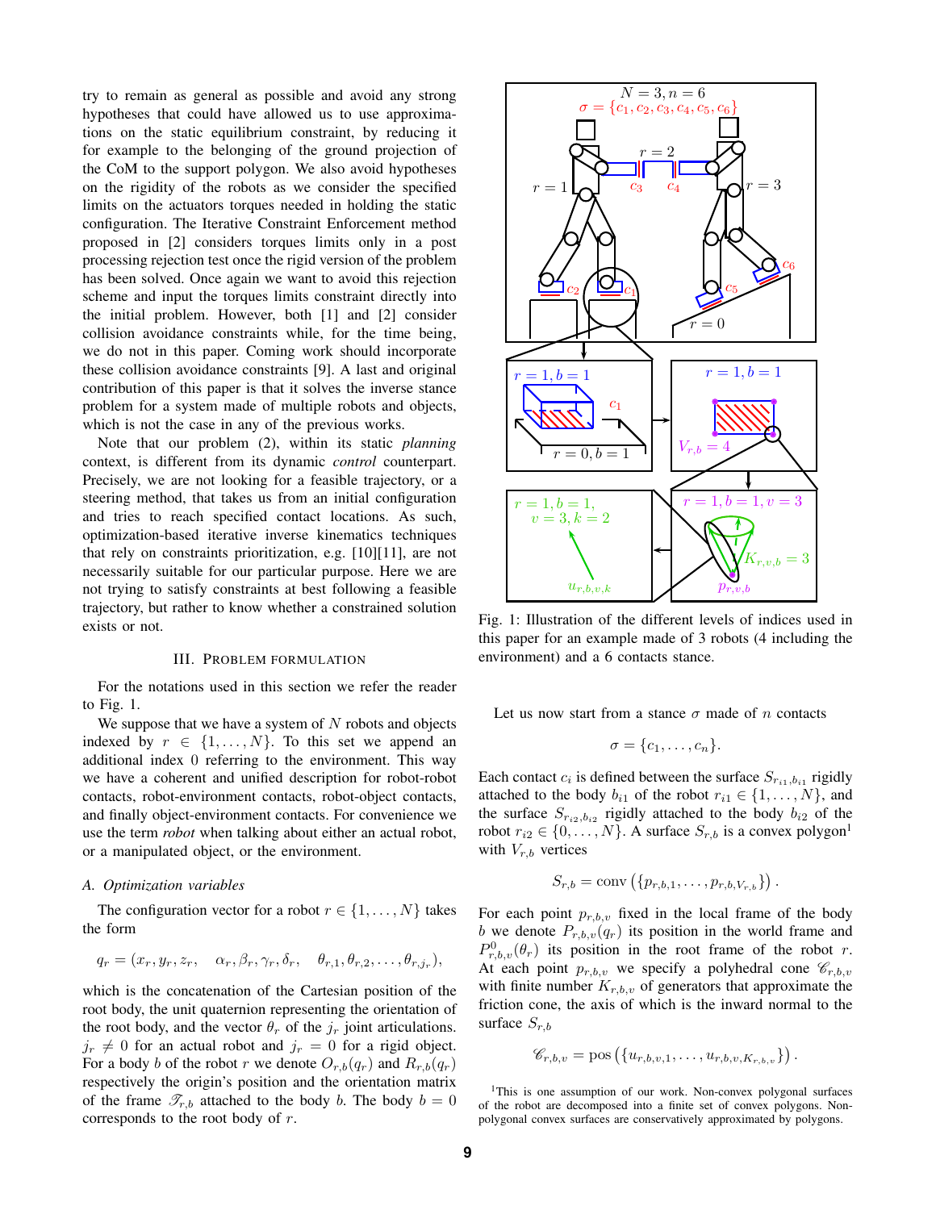try to remain as general as possible and avoid any strong hypotheses that could have allowed us to use approximations on the static equilibrium constraint, by reducing it for example to the belonging of the ground projection of the CoM to the support polygon. We also avoid hypotheses on the rigidity of the robots as we consider the specified limits on the actuators torques needed in holding the static configuration. The Iterative Constraint Enforcement method proposed in [2] considers torques limits only in a post processing rejection test once the rigid version of the problem has been solved. Once again we want to avoid this rejection scheme and input the torques limits constraint directly into the initial problem. However, both [1] and [2] consider collision avoidance constraints while, for the time being, we do not in this paper. Coming work should incorporate these collision avoidance constraints [9]. A last and original contribution of this paper is that it solves the inverse stance problem for a system made of multiple robots and objects, which is not the case in any of the previous works.

Note that our problem (2), within its static *planning* context, is different from its dynamic *control* counterpart. Precisely, we are not looking for a feasible trajectory, or a steering method, that takes us from an initial configuration and tries to reach specified contact locations. As such, optimization-based iterative inverse kinematics techniques that rely on constraints prioritization, e.g. [10][11], are not necessarily suitable for our particular purpose. Here we are not trying to satisfy constraints at best following a feasible trajectory, but rather to know whether a constrained solution exists or not.

## III. Problem Formulation

For the notations used in this section we refer the reader to Fig. 1.

We suppose that we have a system of $N$ robots and objects indexed by $r \in \{1,\ldots,N\}$. To this set we append an additional index 0 referring to the environment. This way we have a coherent and unified description for robot-robot contacts, robot-environment contacts, robot-object contacts, and finally object-environment contacts. For convenience we use the term *robot* when talking about either an actual robot, or a manipulated object, or the environment.

### A. Optimization variables

The configuration vector for a robot $r \in \{1,\ldots,N\}$ takes the form

$$q_r = (x_r, y_r, z_r, \quad \alpha_r, \beta_r, \gamma_r, \delta_r, \quad \theta_{r,1}, \theta_{r,2}, \ldots, \theta_{r,j_r}),$$

which is the concatenation of the Cartesian position of the root body, the unit quaternion representing the orientation of the root body, and the vector $\theta_r$ of the $j_r$ joint articulations. $j_r \neq 0$ for an actual robot and $j_r = 0$ for a rigid object. For a body $b$ of the robot $r$ we denote $O_{r,b}(q_r)$ and $R_{r,b}(q_r)$ respectively the origin's position and the orientation matrix of the frame $\mathscr{T}_{r,b}$ attached to the body $b$. The body $b = 0$ corresponds to the root body of $r$.

Fig. 1: Illustration of the different levels of indices used in this paper for an example made of 3 robots (4 including the environment) and a 6 contacts stance.

Let us now start from a stance $\sigma$ made of $n$ contacts

$$\sigma = \{c_1, \ldots, c_n\}.$$

Each contact $c_i$ is defined between the surface $S_{r_{i1},b_{i1}}$ rigidly attached to the body $b_{i1}$ of the robot $r_{i1} \in \{1,\ldots,N\}$, and the surface $S_{r_{i2},b_{i2}}$ rigidly attached to the body $b_{i2}$ of the robot $r_{i2} \in \{0,\ldots,N\}$. A surface $S_{r,b}$ is a convex polygon[1] with $V_{r,b}$ vertices

$$S_{r,b} = \text{conv}\left(\{p_{r,b,1}, \ldots, p_{r,b,V_{r,b}}\}\right).$$

For each point $p_{r,b,v}$ fixed in the local frame of the body $b$ we denote $P_{r,b,v}(q_r)$ its position in the world frame and $P^0_{r,b,v}(\theta_r)$ its position in the root frame of the robot $r$. At each point $p_{r,b,v}$ we specify a polyhedral cone $\mathscr{C}_{r,b,v}$ with finite number $K_{r,b,v}$ of generators that approximate the friction cone, the axis of which is the inward normal to the surface $S_{r,b}$

$$\mathscr{C}_{r,b,v} = \text{pos}\left(\{u_{r,b,v,1}, \ldots, u_{r,b,v,K_{r,b,v}}\}\right).$$

[1] This is one assumption of our work. Non-convex polygonal surfaces of the robot are decomposed into a finite set of convex polygons. Non-polygonal convex surfaces are conservatively approximated by polygons.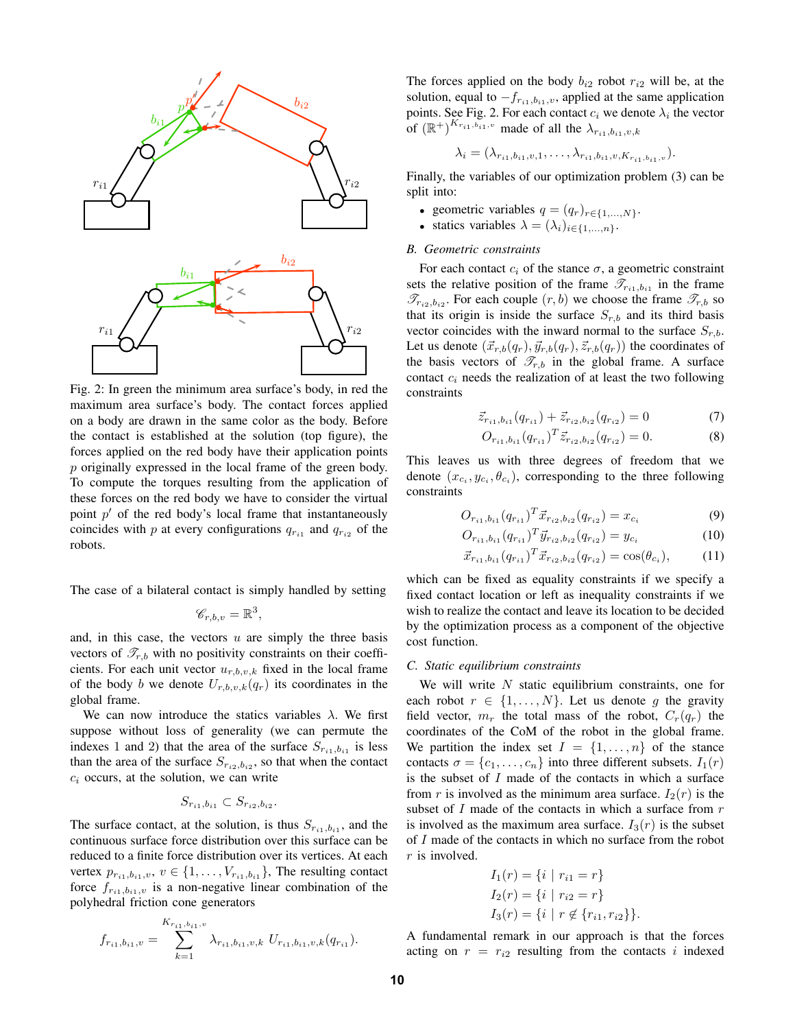Fig. 2: In green the minimum area surface's body, in red the maximum area surface's body. The contact forces applied on a body are drawn in the same color as the body. Before the contact is established at the solution (top figure), the forces applied on the red body have their application points $p$ originally expressed in the local frame of the green body. To compute the torques resulting from the application of these forces on the red body we have to consider the virtual point $p'$ of the red body's local frame that instantaneously coincides with $p$ at every configurations $q_{r_{i1}}$ and $q_{r_{i2}}$ of the robots.

The case of a bilateral contact is simply handled by setting

$$\mathscr{C}_{r,b,v} = \mathbb{R}^3,$$

and, in this case, the vectors $u$ are simply the three basis vectors of $\mathscr{T}_{r,b}$ with no positivity constraints on their coefficients. For each unit vector $u_{r,b,v,k}$ fixed in the local frame of the body $b$ we denote $U_{r,b,v,k}(q_r)$ its coordinates in the global frame.

We can now introduce the statics variables $\lambda$. We first suppose without loss of generality (we can permute the indexes 1 and 2) that the area of the surface $S_{r_{i1},b_{i1}}$ is less than the area of the surface $S_{r_{i2},b_{i2}}$, so that when the contact $c_i$ occurs, at the solution, we can write

$$S_{r_{i1},b_{i1}} \subset S_{r_{i2},b_{i2}}.$$

The surface contact, at the solution, is thus $S_{r_{i1},b_{i1}}$, and the continuous surface force distribution over this surface can be reduced to a finite force distribution over its vertices. At each vertex $p_{r_{i1},b_{i1},v}$, $v \in \{1,\ldots,V_{r_{i1},b_{i1}}\}$, The resulting contact force $f_{r_{i1},b_{i1},v}$ is a non-negative linear combination of the polyhedral friction cone generators

$$f_{r_{i1},b_{i1},v} = \sum_{k=1}^{K_{r_{i1},b_{i1},v}} \lambda_{r_{i1},b_{i1},v,k} \; U_{r_{i1},b_{i1},v,k}(q_{r_{i1}}).$$

The forces applied on the body $b_{i2}$ robot $r_{i2}$ will be, at the solution, equal to $-f_{r_{i1},b_{i1},v}$, applied at the same application points. See Fig. 2. For each contact $c_i$ we denote $\lambda_i$ the vector of $(\mathbb{R}^+)^{K_{r_{i1},b_{i1},v}}$ made of all the $\lambda_{r_{i1},b_{i1},v,k}$

$$\lambda_i = (\lambda_{r_{i1},b_{i1},v,1}, \ldots, \lambda_{r_{i1},b_{i1},v,K_{r_{i1},b_{i1},v}}).$$

Finally, the variables of our optimization problem (3) can be split into:

- geometric variables $q = (q_r)_{r\in\{1,\ldots,N\}}$.
- statics variables $\lambda = (\lambda_i)_{i\in\{1,\ldots,n\}}$.

### B. Geometric constraints

For each contact $c_i$ of the stance $\sigma$, a geometric constraint sets the relative position of the frame $\mathscr{T}_{r_{i1},b_{i1}}$ in the frame $\mathscr{T}_{r_{i2},b_{i2}}$. For each couple $(r,b)$ we choose the frame $\mathscr{T}_{r,b}$ so that its origin is inside the surface $S_{r,b}$ and its third basis vector coincides with the inward normal to the surface $S_{r,b}$. Let us denote $(\vec{x}_{r,b}(q_r), \vec{y}_{r,b}(q_r), \vec{z}_{r,b}(q_r))$ the coordinates of the basis vectors of $\mathscr{T}_{r,b}$ in the global frame. A surface contact $c_i$ needs the realization of at least the two following constraints

$$\vec{z}_{r_{i1},b_{i1}}(q_{r_{i1}}) + \vec{z}_{r_{i2},b_{i2}}(q_{r_{i2}}) = 0 \tag{7}$$

$$O_{r_{i1},b_{i1}}(q_{r_{i1}})^T \vec{z}_{r_{i2},b_{i2}}(q_{r_{i2}}) = 0. \tag{8}$$

This leaves us with three degrees of freedom that we denote $(x_{c_i}, y_{c_i}, \theta_{c_i})$, corresponding to the three following constraints

$$O_{r_{i1},b_{i1}}(q_{r_{i1}})^T \vec{x}_{r_{i2},b_{i2}}(q_{r_{i2}}) = x_{c_i} \tag{9}$$

$$O_{r_{i1},b_{i1}}(q_{r_{i1}})^T \vec{y}_{r_{i2},b_{i2}}(q_{r_{i2}}) = y_{c_i} \tag{10}$$

$$\vec{x}_{r_{i1},b_{i1}}(q_{r_{i1}})^T \vec{x}_{r_{i2},b_{i2}}(q_{r_{i2}}) = \cos(\theta_{c_i}), \tag{11}$$

which can be fixed as equality constraints if we specify a fixed contact location or left as inequality constraints if we wish to realize the contact and leave its location to be decided by the optimization process as a component of the objective cost function.

### C. Static equilibrium constraints

We will write $N$ static equilibrium constraints, one for each robot $r \in \{1,\ldots,N\}$. Let us denote $g$ the gravity field vector, $m_r$ the total mass of the robot, $C_r(q_r)$ the coordinates of the CoM of the robot in the global frame. We partition the index set $I = \{1,\ldots,n\}$ of the stance contacts $\sigma = \{c_1,\ldots,c_n\}$ into three different subsets. $I_1(r)$ is the subset of $I$ made of the contacts in which a surface from $r$ is involved as the minimum area surface. $I_2(r)$ is the subset of $I$ made of the contacts in which a surface from $r$ is involved as the maximum area surface. $I_3(r)$ is the subset of $I$ made of the contacts in which no surface from the robot $r$ is involved.

$$I_1(r) = \{i \mid r_{i1} = r\}$$
$$I_2(r) = \{i \mid r_{i2} = r\}$$
$$I_3(r) = \{i \mid r \notin \{r_{i1}, r_{i2}\}\}.$$

A fundamental remark in our approach is that the forces acting on $r = r_{i2}$ resulting from the contacts $i$ indexed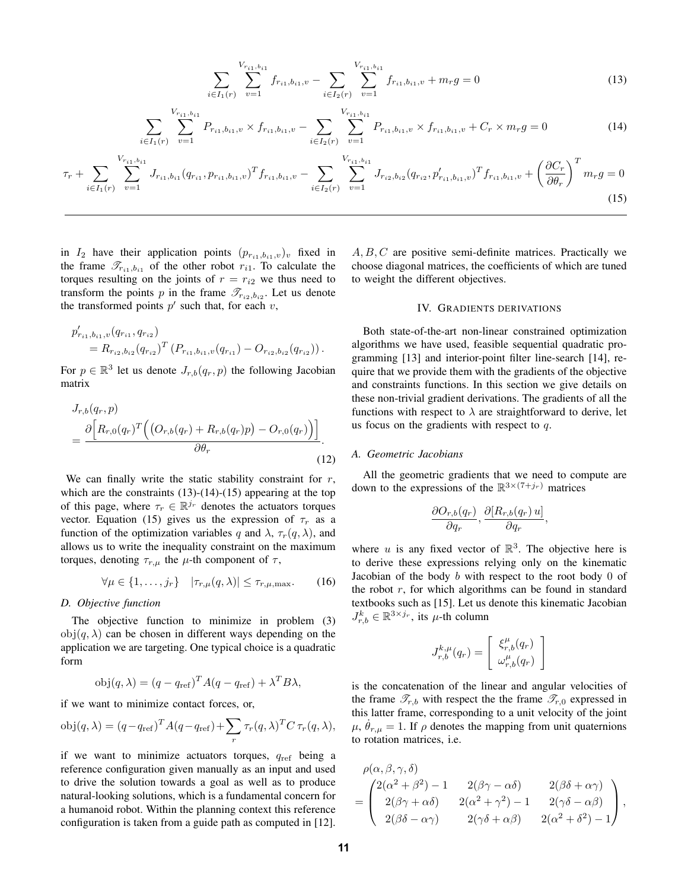$$\sum_{i \in I_1(r)} \sum_{v=1}^{V_{r_{i1},b_{i1}}} f_{r_{i1},b_{i1},v} - \sum_{i \in I_2(r)} \sum_{v=1}^{V_{r_{i1},b_{i1}}} f_{r_{i1},b_{i1},v} + m_r g = 0 \tag{13}$$

$$\sum_{i \in I_1(r)} \sum_{v=1}^{V_{r_{i1},b_{i1}}} P_{r_{i1},b_{i1},v} \times f_{r_{i1},b_{i1},v} - \sum_{i \in I_2(r)} \sum_{v=1}^{V_{r_{i1},b_{i1}}} P_{r_{i1},b_{i1},v} \times f_{r_{i1},b_{i1},v} + C_r \times m_r g = 0 \tag{14}$$

$$\tau_r + \sum_{i \in I_1(r)} \sum_{v=1}^{V_{r_{i1},b_{i1}}} J_{r_{i1},b_{i1}}(q_{r_{i1}}, p_{r_{i1},b_{i1},v})^T f_{r_{i1},b_{i1},v} - \sum_{i \in I_2(r)} \sum_{v=1}^{V_{r_{i1},b_{i1}}} J_{r_{i2},b_{i2}}(q_{r_{i2}}, p'_{r_{i1},b_{i1},v})^T f_{r_{i1},b_{i1},v} + \left(\frac{\partial C_r}{\partial \theta_r}\right)^T m_r g = 0 \tag{15}$$

in $I_2$ have their application points $(p_{r_{i1},b_{i1},v})_v$ fixed in the frame $\mathscr{T}_{r_{i1},b_{i1}}$ of the other robot $r_{i1}$. To calculate the torques resulting on the joints of $r = r_{i2}$ we thus need to transform the points $p$ in the frame $\mathscr{T}_{r_{i2},b_{i2}}$. Let us denote the transformed points $p'$ such that, for each $v$,

$$\begin{aligned} &p'_{r_{i1},b_{i1},v}(q_{r_{i1}}, q_{r_{i2}}) \\ &\quad = R_{r_{i2},b_{i2}}(q_{r_{i2}})^T \left(P_{r_{i1},b_{i1},v}(q_{r_{i1}}) - O_{r_{i2},b_{i2}}(q_{r_{i2}})\right). \end{aligned}$$

For $p \in \mathbb{R}^3$ let us denote $J_{r,b}(q_r, p)$ the following Jacobian matrix

$$\begin{aligned} &J_{r,b}(q_r, p) \\ &= \frac{\partial\Big[R_{r,0}(q_r)^T\Big(\big(O_{r,b}(q_r) + R_{r,b}(q_r)p\big) - O_{r,0}(q_r)\Big)\Big]}{\partial \theta_r}. \end{aligned} \tag{12}$$

We can finally write the static stability constraint for $r$, which are the constraints (13)-(14)-(15) appearing at the top of this page, where $\tau_r \in \mathbb{R}^{j_r}$ denotes the actuators torques vector. Equation (15) gives us the expression of $\tau_r$ as a function of the optimization variables $q$ and $\lambda$, $\tau_r(q, \lambda)$, and allows us to write the inequality constraint on the maximum torques, denoting $\tau_{r,\mu}$ the $\mu$-th component of $\tau$,

$$\forall \mu \in \{1, \ldots, j_r\} \quad |\tau_{r,\mu}(q, \lambda)| \leq \tau_{r,\mu,\max}. \tag{16}$$

### D. Objective function

The objective function to minimize in problem (3) $\mathrm{obj}(q, \lambda)$ can be chosen in different ways depending on the application we are targeting. One typical choice is a quadratic form

$$\mathrm{obj}(q, \lambda) = (q - q_{\mathrm{ref}})^T A (q - q_{\mathrm{ref}}) + \lambda^T B \lambda,$$

if we want to minimize contact forces, or,

$$\mathrm{obj}(q, \lambda) = (q - q_{\mathrm{ref}})^T A (q - q_{\mathrm{ref}}) + \sum_r \tau_r(q, \lambda)^T C\, \tau_r(q, \lambda),$$

if we want to minimize actuators torques, $q_{\mathrm{ref}}$ being a reference configuration given manually as an input and used to drive the solution towards a goal as well as to produce natural-looking solutions, which is a fundamental concern for a humanoid robot. Within the planning context this reference configuration is taken from a guide path as computed in [12]. $A, B, C$ are positive semi-definite matrices. Practically we choose diagonal matrices, the coefficients of which are tuned to weight the different objectives.

## IV. Gradients derivations

Both state-of-the-art non-linear constrained optimization algorithms we have used, feasible sequential quadratic programming [13] and interior-point filter line-search [14], require that we provide them with the gradients of the objective and constraints functions. In this section we give details on these non-trivial gradient derivations. The gradients of all the functions with respect to $\lambda$ are straightforward to derive, let us focus on the gradients with respect to $q$.

### A. Geometric Jacobians

All the geometric gradients that we need to compute are down to the expressions of the $\mathbb{R}^{3\times(7+j_r)}$ matrices

$$\frac{\partial O_{r,b}(q_r)}{\partial q_r}, \frac{\partial [R_{r,b}(q_r)\, u]}{\partial q_r},$$

where $u$ is any fixed vector of $\mathbb{R}^3$. The objective here is to derive these expressions relying only on the kinematic Jacobian of the body $b$ with respect to the root body $0$ of the robot $r$, for which algorithms can be found in standard textbooks such as [15]. Let us denote this kinematic Jacobian $J^k_{r,b} \in \mathbb{R}^{3\times j_r}$, its $\mu$-th column

$$J^{k,\mu}_{r,b}(q_r) = \begin{bmatrix} \xi^{\mu}_{r,b}(q_r) \\ \omega^{\mu}_{r,b}(q_r) \end{bmatrix}$$

is the concatenation of the linear and angular velocities of the frame $\mathscr{T}_{r,b}$ with respect the the frame $\mathscr{T}_{r,0}$ expressed in this latter frame, corresponding to a unit velocity of the joint $\mu$, $\dot{\theta}_{r,\mu} = 1$. If $\rho$ denotes the mapping from unit quaternions to rotation matrices, i.e.

$$\begin{aligned} &\rho(\alpha, \beta, \gamma, \delta) \\ &= \begin{pmatrix} 2(\alpha^2 + \beta^2) - 1 & 2(\beta\gamma - \alpha\delta) & 2(\beta\delta + \alpha\gamma) \\ 2(\beta\gamma + \alpha\delta) & 2(\alpha^2 + \gamma^2) - 1 & 2(\gamma\delta - \alpha\beta) \\ 2(\beta\delta - \alpha\gamma) & 2(\gamma\delta + \alpha\beta) & 2(\alpha^2 + \delta^2) - 1 \end{pmatrix}, \end{aligned}$$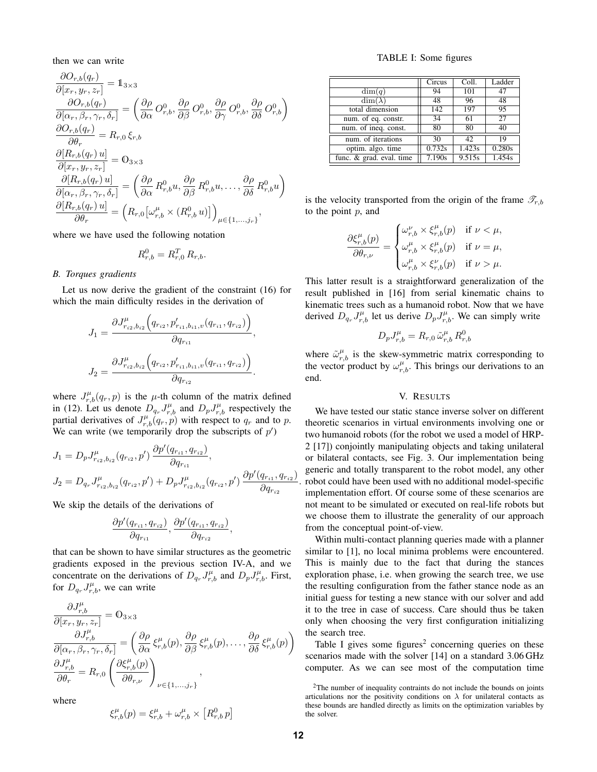then we can write

$$
\begin{aligned}
\frac{\partial O_{r,b}(q_r)}{\partial [x_r, y_r, z_r]} &= \mathbb{1}_{3\times 3} \\
\frac{\partial O_{r,b}(q_r)}{\partial [\alpha_r, \beta_r, \gamma_r, \delta_r]} &= \left( \frac{\partial \rho}{\partial \alpha} O^0_{r,b}, \frac{\partial \rho}{\partial \beta} O^0_{r,b}, \frac{\partial \rho}{\partial \gamma} O^0_{r,b}, \frac{\partial \rho}{\partial \delta} O^0_{r,b} \right) \\
\frac{\partial O_{r,b}(q_r)}{\partial \theta_r} &= R_{r,0}\, \xi_{r,b} \\
\frac{\partial [R_{r,b}(q_r)\, u]}{\partial [x_r, y_r, z_r]} &= \mathbb{0}_{3\times 3} \\
\frac{\partial [R_{r,b}(q_r)\, u]}{\partial [\alpha_r, \beta_r, \gamma_r, \delta_r]} &= \left( \frac{\partial \rho}{\partial \alpha} R^0_{r,b} u, \frac{\partial \rho}{\partial \beta} R^0_{r,b} u, \ldots, \frac{\partial \rho}{\partial \delta} R^0_{r,b} u \right) \\
\frac{\partial [R_{r,b}(q_r)\, u]}{\partial \theta_r} &= \left( R_{r,0} \left[ \omega^\mu_{r,b} \times (R^0_{r,b}\, u) \right] \right)_{\mu \in \{1,\ldots,j_r\}},
\end{aligned}
$$

where we have used the following notation

$$
R^0_{r,b} = R^T_{r,0}\, R_{r,b}.
$$

### B. Torques gradients

Let us now derive the gradient of the constraint (16) for which the main difficulty resides in the derivation of

$$
J_1 = \frac{\partial J^\mu_{r_{i2},b_{i2}} \Big( q_{r_{i2}}, p'_{r_{i1},b_{i1},v}(q_{r_{i1}}, q_{r_{i2}}) \Big)}{\partial q_{r_{i1}}},
$$

$$
J_2 = \frac{\partial J^\mu_{r_{i2},b_{i2}} \Big( q_{r_{i2}}, p'_{r_{i1},b_{i1},v}(q_{r_{i1}}, q_{r_{i2}}) \Big)}{\partial q_{r_{i2}}}.
$$

where $J^\mu_{r,b}(q_r, p)$ is the $\mu$-th column of the matrix defined in (12). Let us denote $D_{q_r} J^\mu_{r,b}$ and $D_p J^\mu_{r,b}$ respectively the partial derivatives of $J^\mu_{r,b}(q_r, p)$ with respect to $q_r$ and to $p$. We can write (we temporarily drop the subscripts of $p'$)

$$
\begin{aligned}
J_1 &= D_p J^\mu_{r_{i2},b_{i2}}(q_{r_{i2}}, p') \, \frac{\partial p'(q_{r_{i1}}, q_{r_{i2}})}{\partial q_{r_{i1}}}, \\
J_2 &= D_{q_r} J^\mu_{r_{i2},b_{i2}}(q_{r_{i2}}, p') + D_p J^\mu_{r_{i2},b_{i2}}(q_{r_{i2}}, p') \, \frac{\partial p'(q_{r_{i1}}, q_{r_{i2}})}{\partial q_{r_{i2}}}.
\end{aligned}
$$

We skip the details of the derivations of

$$
\frac{\partial p'(q_{r_{i1}}, q_{r_{i2}})}{\partial q_{r_{i1}}}, \frac{\partial p'(q_{r_{i1}}, q_{r_{i2}})}{\partial q_{r_{i2}}},
$$

that can be shown to have similar structures as the geometric gradients exposed in the previous section IV-A, and we concentrate on the derivations of $D_{q_r} J^\mu_{r,b}$ and $D_p J^\mu_{r,b}$. First, for $D_{q_r} J^\mu_{r,b}$, we can write

$$
\begin{aligned}
\frac{\partial J^\mu_{r,b}}{\partial [x_r, y_r, z_r]} &= \mathbb{0}_{3\times 3} \\
\frac{\partial J^\mu_{r,b}}{\partial [\alpha_r, \beta_r, \gamma_r, \delta_r]} &= \left( \frac{\partial \rho}{\partial \alpha} \xi^\mu_{r,b}(p), \frac{\partial \rho}{\partial \beta} \xi^\mu_{r,b}(p), \ldots, \frac{\partial \rho}{\partial \delta} \xi^\mu_{r,b}(p) \right) \\
\frac{\partial J^\mu_{r,b}}{\partial \theta_r} &= R_{r,0} \left( \frac{\partial \xi^\mu_{r,b}(p)}{\partial \theta_{r,\nu}} \right)_{\nu \in \{1,\ldots,j_r\}},
\end{aligned}
$$

where

$$
\xi^\mu_{r,b}(p) = \xi^\mu_{r,b} + \omega^\mu_{r,b} \times \left[ R^0_{r,b}\, p \right]
$$

is the velocity transported from the origin of the frame $\mathscr{T}_{r,b}$ to the point $p$, and

$$
\frac{\partial \xi^\mu_{r,b}(p)}{\partial \theta_{r,\nu}} =
\begin{cases}
\omega^\nu_{r,b} \times \xi^\mu_{r,b}(p) & \text{if } \nu < \mu, \\
\omega^\mu_{r,b} \times \xi^\mu_{r,b}(p) & \text{if } \nu = \mu, \\
\omega^\mu_{r,b} \times \xi^\nu_{r,b}(p) & \text{if } \nu > \mu.
\end{cases}
$$

This latter result is a straightforward generalization of the result published in [16] from serial kinematic chains to kinematic trees such as a humanoid robot. Now that we have derived $D_{q_r} J^\mu_{r,b}$ let us derive $D_p J^\mu_{r,b}$. We can simply write

$$
D_p J^\mu_{r,b} = R_{r,0}\, \tilde{\omega}^\mu_{r,b}\, R^0_{r,b}
$$

where $\tilde{\omega}^\mu_{r,b}$ is the skew-symmetric matrix corresponding to the vector product by $\omega^\mu_{r,b}$. This brings our derivations to an end.

## V. Results

We have tested our static stance inverse solver on different theoretic scenarios in virtual environments involving one or two humanoid robots (for the robot we used a model of HRP-2 [17]) conjointly manipulating objects and taking unilateral or bilateral contacts, see Fig. 3. Our implementation being generic and totally transparent to the robot model, any other robot could have been used with no additional model-specific implementation effort. Of course some of these scenarios are not meant to be simulated or executed on real-life robots but we choose them to illustrate the generality of our approach from the conceptual point-of-view.

Within multi-contact planning queries made with a planner similar to [1], no local minima problems were encountered. This is mainly due to the fact that during the stances exploration phase, i.e. when growing the search tree, we use the resulting configuration from the father stance node as an initial guess for testing a new stance with our solver and add it to the tree in case of success. Care should thus be taken only when choosing the very first configuration initializing the search tree.

TABLE I: Some figures

| | Circus | Coll. | Ladder |
|---|---|---|---|
| $\dim(q)$ | 94 | 101 | 47 |
| $\dim(\lambda)$ | 48 | 96 | 48 |
| total dimension | 142 | 197 | 95 |
| num. of eq. constr. | 34 | 61 | 27 |
| num. of ineq. const. | 80 | 80 | 40 |
| num. of iterations | 30 | 42 | 19 |
| optim. algo. time | 0.732s | 1.423s | 0.280s |
| func. & grad. eval. time | 7.190s | 9.515s | 1.454s |

Table I gives some figures[2] concerning queries on these scenarios made with the solver [14] on a standard 3.06 GHz computer. As we can see most of the computation time

[2] The number of inequality contraints do not include the bounds on joints articulations nor the positivity conditions on $\lambda$ for unilateral contacts as these bounds are handled directly as limits on the optimization variables by the solver.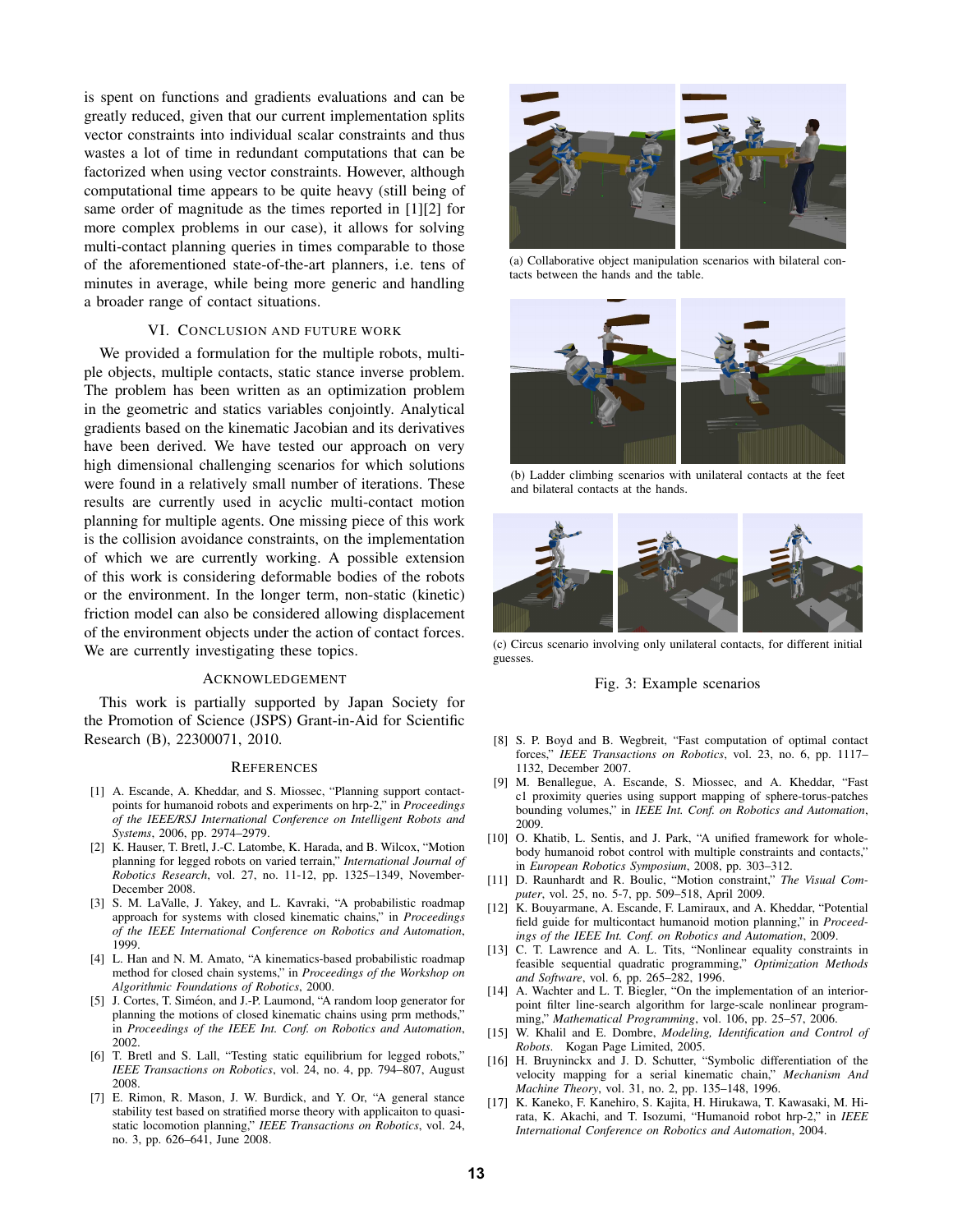is spent on functions and gradients evaluations and can be greatly reduced, given that our current implementation splits vector constraints into individual scalar constraints and thus wastes a lot of time in redundant computations that can be factorized when using vector constraints. However, although computational time appears to be quite heavy (still being of same order of magnitude as the times reported in [1][2] for more complex problems in our case), it allows for solving multi-contact planning queries in times comparable to those of the aforementioned state-of-the-art planners, i.e. tens of minutes in average, while being more generic and handling a broader range of contact situations.

## VI. Conclusion and Future Work

We provided a formulation for the multiple robots, multiple objects, multiple contacts, static stance inverse problem. The problem has been written as an optimization problem in the geometric and statics variables conjointly. Analytical gradients based on the kinematic Jacobian and its derivatives have been derived. We have tested our approach on very high dimensional challenging scenarios for which solutions were found in a relatively small number of iterations. These results are currently used in acyclic multi-contact motion planning for multiple agents. One missing piece of this work is the collision avoidance constraints, on the implementation of which we are currently working. A possible extension of this work is considering deformable bodies of the robots or the environment. In the longer term, non-static (kinetic) friction model can also be considered allowing displacement of the environment objects under the action of contact forces. We are currently investigating these topics.

## Acknowledgement

This work is partially supported by Japan Society for the Promotion of Science (JSPS) Grant-in-Aid for Scientific Research (B), 22300071, 2010.

(a) Collaborative object manipulation scenarios with bilateral contacts between the hands and the table.

(b) Ladder climbing scenarios with unilateral contacts at the feet and bilateral contacts at the hands.

(c) Circus scenario involving only unilateral contacts, for different initial guesses.

Fig. 3: Example scenarios

## References

[1] A. Escande, A. Kheddar, and S. Miossec, "Planning support contact-points for humanoid robots and experiments on hrp-2," in *Proceedings of the IEEE/RSJ International Conference on Intelligent Robots and Systems*, 2006, pp. 2974–2979.

[2] K. Hauser, T. Bretl, J.-C. Latombe, K. Harada, and B. Wilcox, "Motion planning for legged robots on varied terrain," *International Journal of Robotics Research*, vol. 27, no. 11-12, pp. 1325–1349, November-December 2008.

[3] S. M. LaValle, J. Yakey, and L. Kavraki, "A probabilistic roadmap approach for systems with closed kinematic chains," in *Proceedings of the IEEE International Conference on Robotics and Automation*, 1999.

[4] L. Han and N. M. Amato, "A kinematics-based probabilistic roadmap method for closed chain systems," in *Proceedings of the Workshop on Algorithmic Foundations of Robotics*, 2000.

[5] J. Cortes, T. Siméon, and J.-P. Laumond, "A random loop generator for planning the motions of closed kinematic chains using prm methods," in *Proceedings of the IEEE Int. Conf. on Robotics and Automation*, 2002.

[6] T. Bretl and S. Lall, "Testing static equilibrium for legged robots," *IEEE Transactions on Robotics*, vol. 24, no. 4, pp. 794–807, August 2008.

[7] E. Rimon, R. Mason, J. W. Burdick, and Y. Or, "A general stance stability test based on stratified morse theory with applicaiton to quasi-static locomotion planning," *IEEE Transactions on Robotics*, vol. 24, no. 3, pp. 626–641, June 2008.

[8] S. P. Boyd and B. Wegbreit, "Fast computation of optimal contact forces," *IEEE Transactions on Robotics*, vol. 23, no. 6, pp. 1117–1132, December 2007.

[9] M. Benallegue, A. Escande, S. Miossec, and A. Kheddar, "Fast c1 proximity queries using support mapping of sphere-torus-patches bounding volumes," in *IEEE Int. Conf. on Robotics and Automation*, 2009.

[10] O. Khatib, L. Sentis, and J. Park, "A unified framework for whole-body humanoid robot control with multiple constraints and contacts," in *European Robotics Symposium*, 2008, pp. 303–312.

[11] D. Raunhardt and R. Boulic, "Motion constraint," *The Visual Computer*, vol. 25, no. 5-7, pp. 509–518, April 2009.

[12] K. Bouyarmane, A. Escande, F. Lamiraux, and A. Kheddar, "Potential field guide for multicontact humanoid motion planning," in *Proceedings of the IEEE Int. Conf. on Robotics and Automation*, 2009.

[13] C. T. Lawrence and A. L. Tits, "Nonlinear equality constraints in feasible sequential quadratic programming," *Optimization Methods and Software*, vol. 6, pp. 265–282, 1996.

[14] A. Wachter and L. T. Biegler, "On the implementation of an interior-point filter line-search algorithm for large-scale nonlinear programming," *Mathematical Programming*, vol. 106, pp. 25–57, 2006.

[15] W. Khalil and E. Dombre, *Modeling, Identification and Control of Robots*. Kogan Page Limited, 2005.

[16] H. Bruyninckx and J. D. Schutter, "Symbolic differentiation of the velocity mapping for a serial kinematic chain," *Mechanism And Machine Theory*, vol. 31, no. 2, pp. 135–148, 1996.

[17] K. Kaneko, F. Kanehiro, S. Kajita, H. Hirukawa, T. Kawasaki, M. Hirata, K. Akachi, and T. Isozumi, "Humanoid robot hrp-2," in *IEEE International Conference on Robotics and Automation*, 2004.